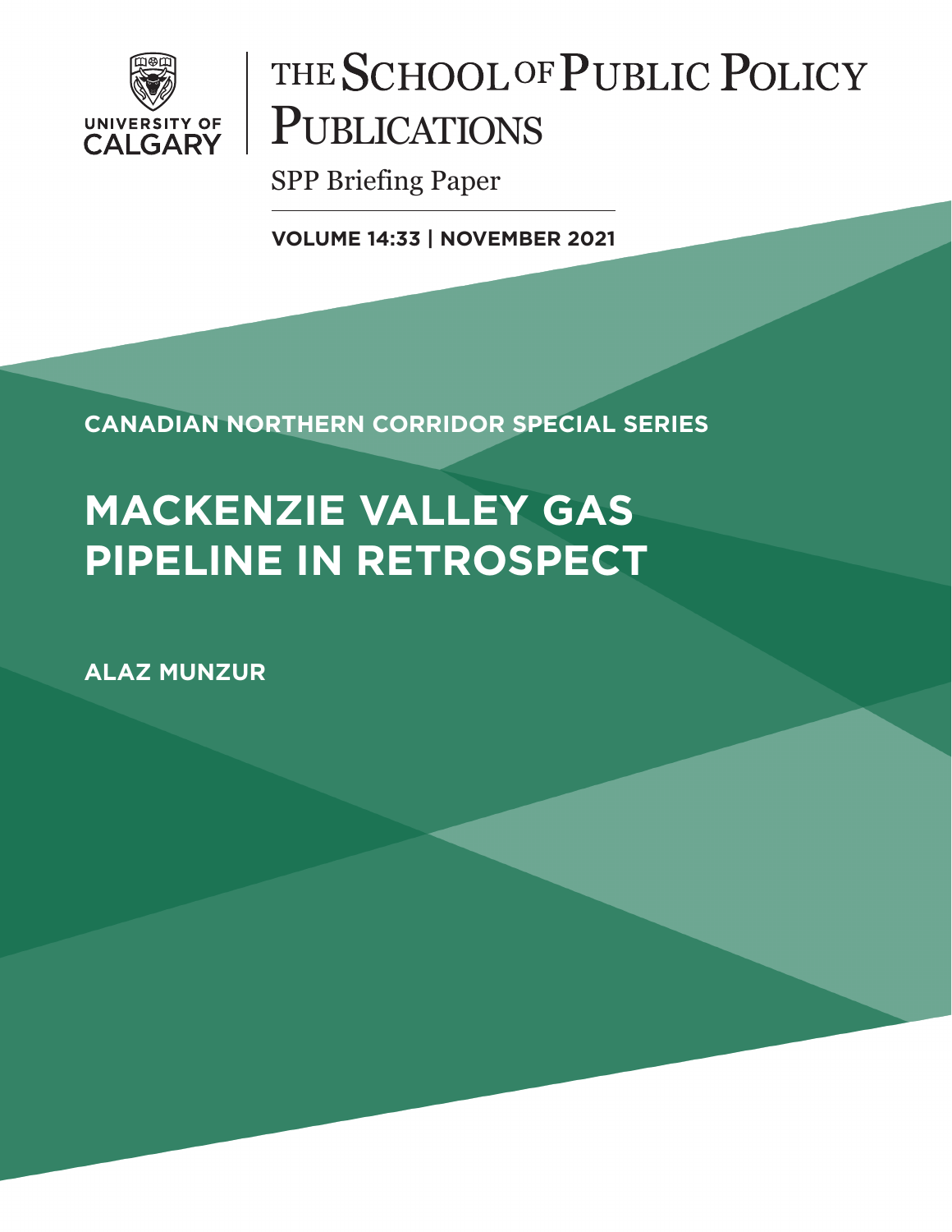UNIVERSITY OF CALGARY

THE SCHOOL OF PUBLIC POLICY PUBLICATIONS

SPP Briefing Paper

**VOLUME 14:33 | NOVEMBER 2021**

**CANADIAN NORTHERN CORRIDOR SPECIAL SERIES**

# MACKENZIE VALLEY GAS PIPELINE IN RETROSPECT

**ALAZ MUNZUR**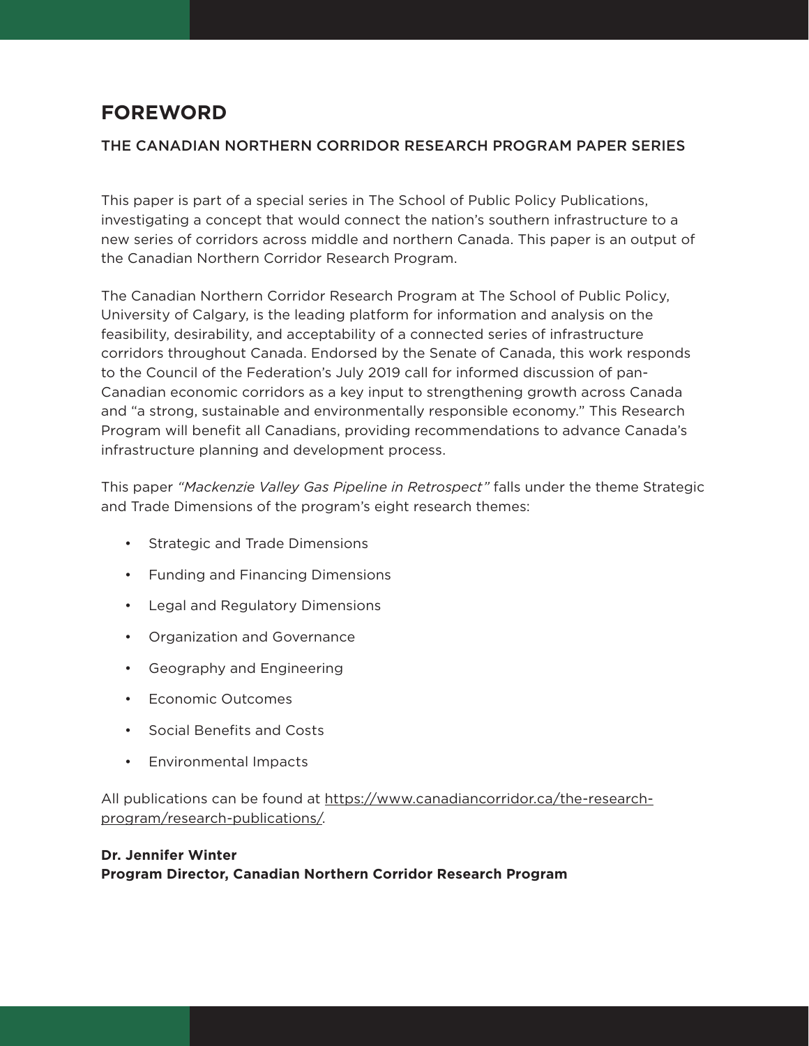# FOREWORD

## THE CANADIAN NORTHERN CORRIDOR RESEARCH PROGRAM PAPER SERIES

This paper is part of a special series in The School of Public Policy Publications, investigating a concept that would connect the nation's southern infrastructure to a new series of corridors across middle and northern Canada. This paper is an output of the Canadian Northern Corridor Research Program.

The Canadian Northern Corridor Research Program at The School of Public Policy, University of Calgary, is the leading platform for information and analysis on the feasibility, desirability, and acceptability of a connected series of infrastructure corridors throughout Canada. Endorsed by the Senate of Canada, this work responds to the Council of the Federation's July 2019 call for informed discussion of pan-Canadian economic corridors as a key input to strengthening growth across Canada and "a strong, sustainable and environmentally responsible economy." This Research Program will benefit all Canadians, providing recommendations to advance Canada's infrastructure planning and development process.

This paper *"Mackenzie Valley Gas Pipeline in Retrospect"* falls under the theme Strategic and Trade Dimensions of the program's eight research themes:

- Strategic and Trade Dimensions
- Funding and Financing Dimensions
- Legal and Regulatory Dimensions
- Organization and Governance
- Geography and Engineering
- Economic Outcomes
- Social Benefits and Costs
- Environmental Impacts

All publications can be found at https://www.canadiancorridor.ca/the-research-program/research-publications/.

**Dr. Jennifer Winter**
**Program Director, Canadian Northern Corridor Research Program**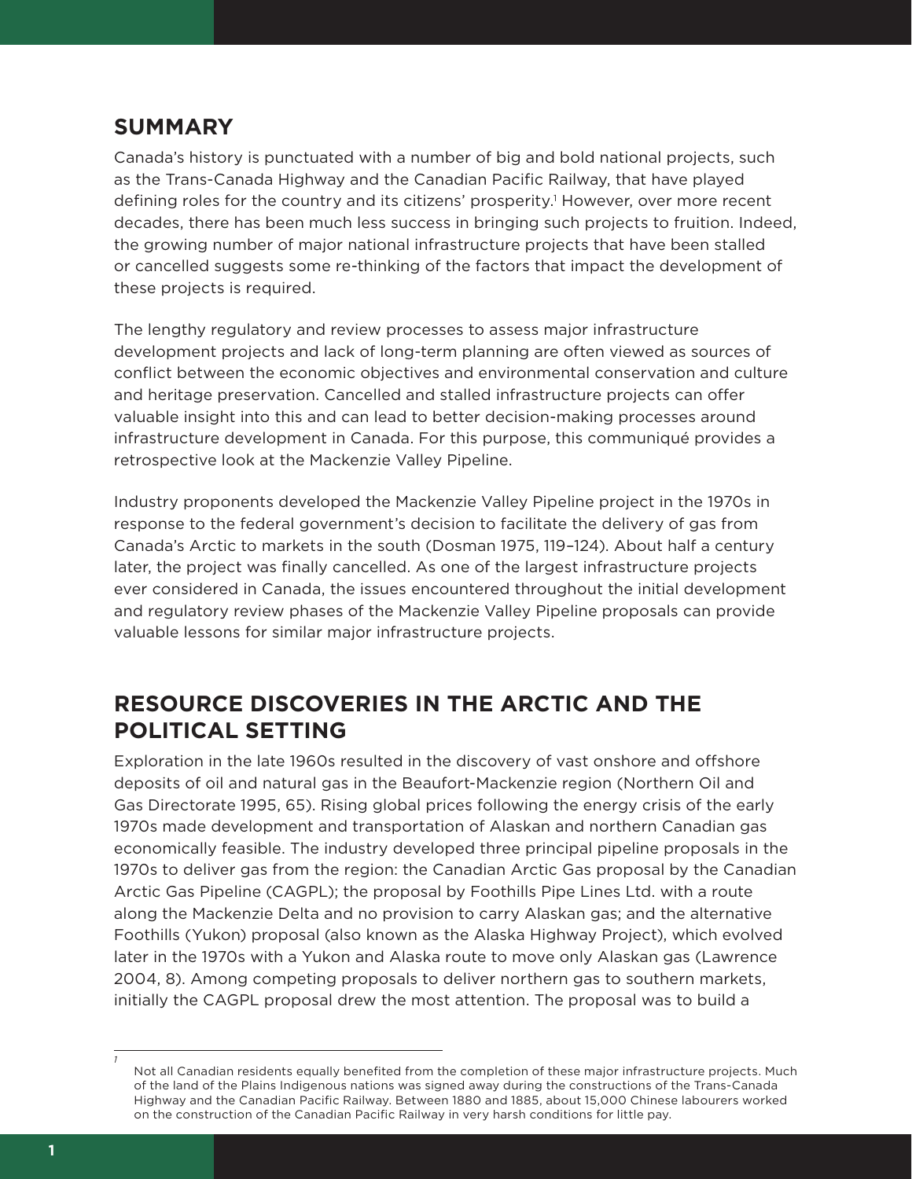## SUMMARY

Canada's history is punctuated with a number of big and bold national projects, such as the Trans-Canada Highway and the Canadian Pacific Railway, that have played defining roles for the country and its citizens' prosperity.[1] However, over more recent decades, there has been much less success in bringing such projects to fruition. Indeed, the growing number of major national infrastructure projects that have been stalled or cancelled suggests some re-thinking of the factors that impact the development of these projects is required.

The lengthy regulatory and review processes to assess major infrastructure development projects and lack of long-term planning are often viewed as sources of conflict between the economic objectives and environmental conservation and culture and heritage preservation. Cancelled and stalled infrastructure projects can offer valuable insight into this and can lead to better decision-making processes around infrastructure development in Canada. For this purpose, this communiqué provides a retrospective look at the Mackenzie Valley Pipeline.

Industry proponents developed the Mackenzie Valley Pipeline project in the 1970s in response to the federal government's decision to facilitate the delivery of gas from Canada's Arctic to markets in the south (Dosman 1975, 119–124). About half a century later, the project was finally cancelled. As one of the largest infrastructure projects ever considered in Canada, the issues encountered throughout the initial development and regulatory review phases of the Mackenzie Valley Pipeline proposals can provide valuable lessons for similar major infrastructure projects.

## RESOURCE DISCOVERIES IN THE ARCTIC AND THE POLITICAL SETTING

Exploration in the late 1960s resulted in the discovery of vast onshore and offshore deposits of oil and natural gas in the Beaufort-Mackenzie region (Northern Oil and Gas Directorate 1995, 65). Rising global prices following the energy crisis of the early 1970s made development and transportation of Alaskan and northern Canadian gas economically feasible. The industry developed three principal pipeline proposals in the 1970s to deliver gas from the region: the Canadian Arctic Gas proposal by the Canadian Arctic Gas Pipeline (CAGPL); the proposal by Foothills Pipe Lines Ltd. with a route along the Mackenzie Delta and no provision to carry Alaskan gas; and the alternative Foothills (Yukon) proposal (also known as the Alaska Highway Project), which evolved later in the 1970s with a Yukon and Alaska route to move only Alaskan gas (Lawrence 2004, 8). Among competing proposals to deliver northern gas to southern markets, initially the CAGPL proposal drew the most attention. The proposal was to build a

[1] Not all Canadian residents equally benefited from the completion of these major infrastructure projects. Much of the land of the Plains Indigenous nations was signed away during the constructions of the Trans-Canada Highway and the Canadian Pacific Railway. Between 1880 and 1885, about 15,000 Chinese labourers worked on the construction of the Canadian Pacific Railway in very harsh conditions for little pay.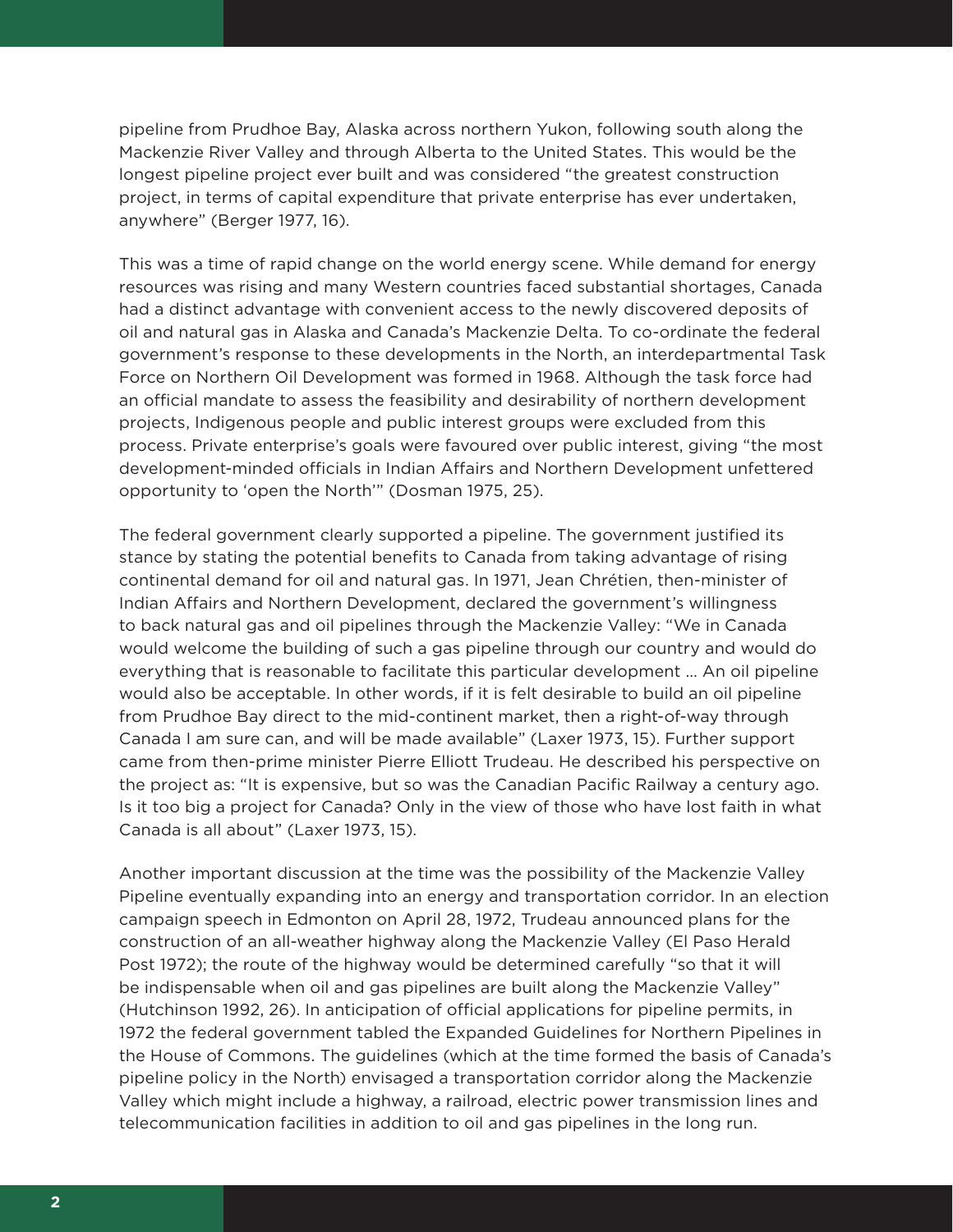pipeline from Prudhoe Bay, Alaska across northern Yukon, following south along the Mackenzie River Valley and through Alberta to the United States. This would be the longest pipeline project ever built and was considered "the greatest construction project, in terms of capital expenditure that private enterprise has ever undertaken, anywhere" (Berger 1977, 16).

This was a time of rapid change on the world energy scene. While demand for energy resources was rising and many Western countries faced substantial shortages, Canada had a distinct advantage with convenient access to the newly discovered deposits of oil and natural gas in Alaska and Canada's Mackenzie Delta. To co-ordinate the federal government's response to these developments in the North, an interdepartmental Task Force on Northern Oil Development was formed in 1968. Although the task force had an official mandate to assess the feasibility and desirability of northern development projects, Indigenous people and public interest groups were excluded from this process. Private enterprise's goals were favoured over public interest, giving "the most development-minded officials in Indian Affairs and Northern Development unfettered opportunity to 'open the North'" (Dosman 1975, 25).

The federal government clearly supported a pipeline. The government justified its stance by stating the potential benefits to Canada from taking advantage of rising continental demand for oil and natural gas. In 1971, Jean Chrétien, then-minister of Indian Affairs and Northern Development, declared the government's willingness to back natural gas and oil pipelines through the Mackenzie Valley: "We in Canada would welcome the building of such a gas pipeline through our country and would do everything that is reasonable to facilitate this particular development … An oil pipeline would also be acceptable. In other words, if it is felt desirable to build an oil pipeline from Prudhoe Bay direct to the mid-continent market, then a right-of-way through Canada I am sure can, and will be made available" (Laxer 1973, 15). Further support came from then-prime minister Pierre Elliott Trudeau. He described his perspective on the project as: "It is expensive, but so was the Canadian Pacific Railway a century ago. Is it too big a project for Canada? Only in the view of those who have lost faith in what Canada is all about" (Laxer 1973, 15).

Another important discussion at the time was the possibility of the Mackenzie Valley Pipeline eventually expanding into an energy and transportation corridor. In an election campaign speech in Edmonton on April 28, 1972, Trudeau announced plans for the construction of an all-weather highway along the Mackenzie Valley (El Paso Herald Post 1972); the route of the highway would be determined carefully "so that it will be indispensable when oil and gas pipelines are built along the Mackenzie Valley" (Hutchinson 1992, 26). In anticipation of official applications for pipeline permits, in 1972 the federal government tabled the Expanded Guidelines for Northern Pipelines in the House of Commons. The guidelines (which at the time formed the basis of Canada's pipeline policy in the North) envisaged a transportation corridor along the Mackenzie Valley which might include a highway, a railroad, electric power transmission lines and telecommunication facilities in addition to oil and gas pipelines in the long run.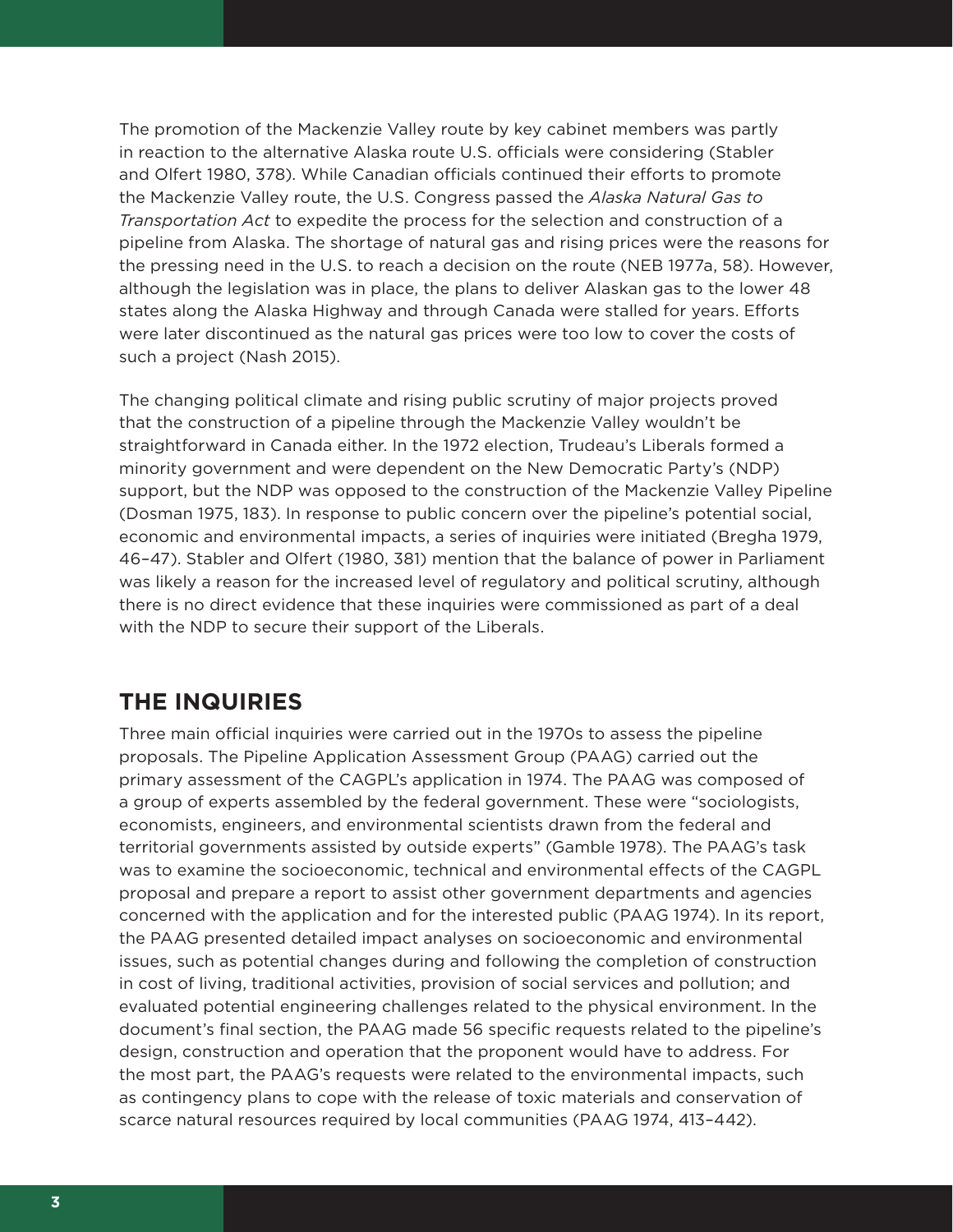The promotion of the Mackenzie Valley route by key cabinet members was partly in reaction to the alternative Alaska route U.S. officials were considering (Stabler and Olfert 1980, 378). While Canadian officials continued their efforts to promote the Mackenzie Valley route, the U.S. Congress passed the *Alaska Natural Gas to Transportation Act* to expedite the process for the selection and construction of a pipeline from Alaska. The shortage of natural gas and rising prices were the reasons for the pressing need in the U.S. to reach a decision on the route (NEB 1977a, 58). However, although the legislation was in place, the plans to deliver Alaskan gas to the lower 48 states along the Alaska Highway and through Canada were stalled for years. Efforts were later discontinued as the natural gas prices were too low to cover the costs of such a project (Nash 2015).

The changing political climate and rising public scrutiny of major projects proved that the construction of a pipeline through the Mackenzie Valley wouldn't be straightforward in Canada either. In the 1972 election, Trudeau's Liberals formed a minority government and were dependent on the New Democratic Party's (NDP) support, but the NDP was opposed to the construction of the Mackenzie Valley Pipeline (Dosman 1975, 183). In response to public concern over the pipeline's potential social, economic and environmental impacts, a series of inquiries were initiated (Bregha 1979, 46–47). Stabler and Olfert (1980, 381) mention that the balance of power in Parliament was likely a reason for the increased level of regulatory and political scrutiny, although there is no direct evidence that these inquiries were commissioned as part of a deal with the NDP to secure their support of the Liberals.

## THE INQUIRIES

Three main official inquiries were carried out in the 1970s to assess the pipeline proposals. The Pipeline Application Assessment Group (PAAG) carried out the primary assessment of the CAGPL's application in 1974. The PAAG was composed of a group of experts assembled by the federal government. These were "sociologists, economists, engineers, and environmental scientists drawn from the federal and territorial governments assisted by outside experts" (Gamble 1978). The PAAG's task was to examine the socioeconomic, technical and environmental effects of the CAGPL proposal and prepare a report to assist other government departments and agencies concerned with the application and for the interested public (PAAG 1974). In its report, the PAAG presented detailed impact analyses on socioeconomic and environmental issues, such as potential changes during and following the completion of construction in cost of living, traditional activities, provision of social services and pollution; and evaluated potential engineering challenges related to the physical environment. In the document's final section, the PAAG made 56 specific requests related to the pipeline's design, construction and operation that the proponent would have to address. For the most part, the PAAG's requests were related to the environmental impacts, such as contingency plans to cope with the release of toxic materials and conservation of scarce natural resources required by local communities (PAAG 1974, 413–442).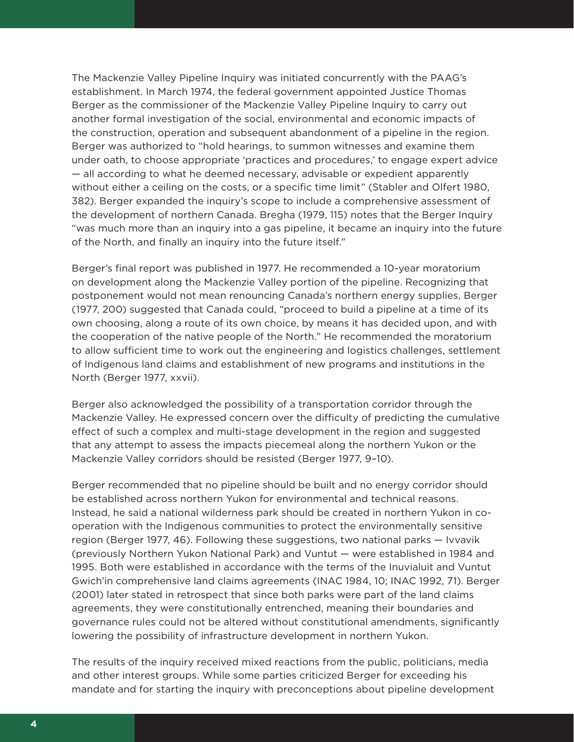The Mackenzie Valley Pipeline Inquiry was initiated concurrently with the PAAG's establishment. In March 1974, the federal government appointed Justice Thomas Berger as the commissioner of the Mackenzie Valley Pipeline Inquiry to carry out another formal investigation of the social, environmental and economic impacts of the construction, operation and subsequent abandonment of a pipeline in the region. Berger was authorized to "hold hearings, to summon witnesses and examine them under oath, to choose appropriate 'practices and procedures,' to engage expert advice — all according to what he deemed necessary, advisable or expedient apparently without either a ceiling on the costs, or a specific time limit" (Stabler and Olfert 1980, 382). Berger expanded the inquiry's scope to include a comprehensive assessment of the development of northern Canada. Bregha (1979, 115) notes that the Berger Inquiry "was much more than an inquiry into a gas pipeline, it became an inquiry into the future of the North, and finally an inquiry into the future itself."

Berger's final report was published in 1977. He recommended a 10-year moratorium on development along the Mackenzie Valley portion of the pipeline. Recognizing that postponement would not mean renouncing Canada's northern energy supplies, Berger (1977, 200) suggested that Canada could, "proceed to build a pipeline at a time of its own choosing, along a route of its own choice, by means it has decided upon, and with the cooperation of the native people of the North." He recommended the moratorium to allow sufficient time to work out the engineering and logistics challenges, settlement of Indigenous land claims and establishment of new programs and institutions in the North (Berger 1977, xxvii).

Berger also acknowledged the possibility of a transportation corridor through the Mackenzie Valley. He expressed concern over the difficulty of predicting the cumulative effect of such a complex and multi-stage development in the region and suggested that any attempt to assess the impacts piecemeal along the northern Yukon or the Mackenzie Valley corridors should be resisted (Berger 1977, 9–10).

Berger recommended that no pipeline should be built and no energy corridor should be established across northern Yukon for environmental and technical reasons. Instead, he said a national wilderness park should be created in northern Yukon in co-operation with the Indigenous communities to protect the environmentally sensitive region (Berger 1977, 46). Following these suggestions, two national parks — Ivvavik (previously Northern Yukon National Park) and Vuntut — were established in 1984 and 1995. Both were established in accordance with the terms of the Inuvialuit and Vuntut Gwich'in comprehensive land claims agreements (INAC 1984, 10; INAC 1992, 71). Berger (2001) later stated in retrospect that since both parks were part of the land claims agreements, they were constitutionally entrenched, meaning their boundaries and governance rules could not be altered without constitutional amendments, significantly lowering the possibility of infrastructure development in northern Yukon.

The results of the inquiry received mixed reactions from the public, politicians, media and other interest groups. While some parties criticized Berger for exceeding his mandate and for starting the inquiry with preconceptions about pipeline development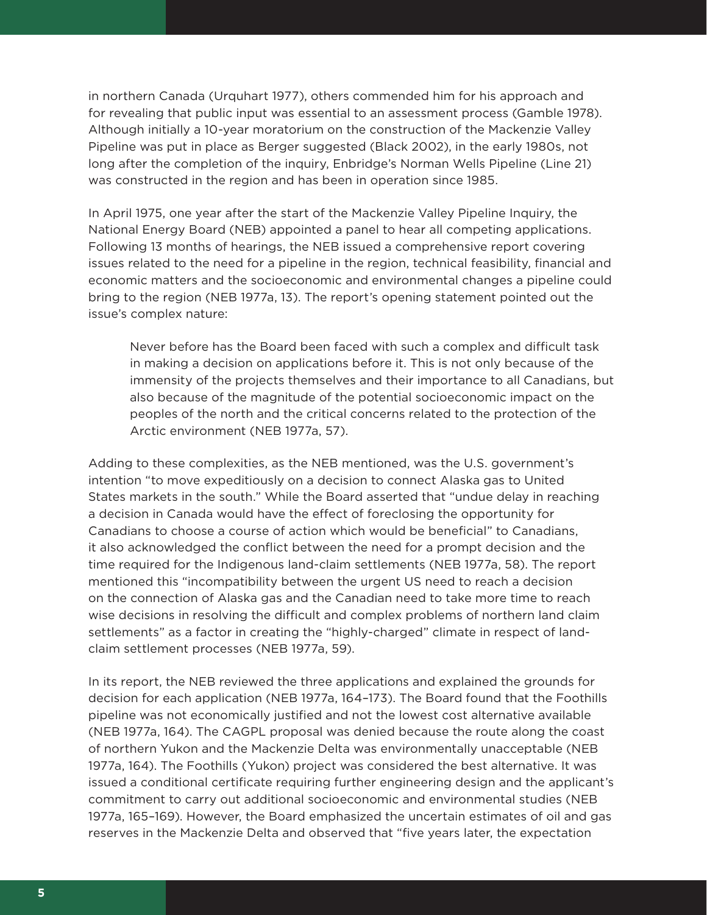in northern Canada (Urquhart 1977), others commended him for his approach and for revealing that public input was essential to an assessment process (Gamble 1978). Although initially a 10-year moratorium on the construction of the Mackenzie Valley Pipeline was put in place as Berger suggested (Black 2002), in the early 1980s, not long after the completion of the inquiry, Enbridge's Norman Wells Pipeline (Line 21) was constructed in the region and has been in operation since 1985.

In April 1975, one year after the start of the Mackenzie Valley Pipeline Inquiry, the National Energy Board (NEB) appointed a panel to hear all competing applications. Following 13 months of hearings, the NEB issued a comprehensive report covering issues related to the need for a pipeline in the region, technical feasibility, financial and economic matters and the socioeconomic and environmental changes a pipeline could bring to the region (NEB 1977a, 13). The report's opening statement pointed out the issue's complex nature:

> Never before has the Board been faced with such a complex and difficult task in making a decision on applications before it. This is not only because of the immensity of the projects themselves and their importance to all Canadians, but also because of the magnitude of the potential socioeconomic impact on the peoples of the north and the critical concerns related to the protection of the Arctic environment (NEB 1977a, 57).

Adding to these complexities, as the NEB mentioned, was the U.S. government's intention "to move expeditiously on a decision to connect Alaska gas to United States markets in the south." While the Board asserted that "undue delay in reaching a decision in Canada would have the effect of foreclosing the opportunity for Canadians to choose a course of action which would be beneficial" to Canadians, it also acknowledged the conflict between the need for a prompt decision and the time required for the Indigenous land-claim settlements (NEB 1977a, 58). The report mentioned this "incompatibility between the urgent US need to reach a decision on the connection of Alaska gas and the Canadian need to take more time to reach wise decisions in resolving the difficult and complex problems of northern land claim settlements" as a factor in creating the "highly-charged" climate in respect of land-claim settlement processes (NEB 1977a, 59).

In its report, the NEB reviewed the three applications and explained the grounds for decision for each application (NEB 1977a, 164–173). The Board found that the Foothills pipeline was not economically justified and not the lowest cost alternative available (NEB 1977a, 164). The CAGPL proposal was denied because the route along the coast of northern Yukon and the Mackenzie Delta was environmentally unacceptable (NEB 1977a, 164). The Foothills (Yukon) project was considered the best alternative. It was issued a conditional certificate requiring further engineering design and the applicant's commitment to carry out additional socioeconomic and environmental studies (NEB 1977a, 165–169). However, the Board emphasized the uncertain estimates of oil and gas reserves in the Mackenzie Delta and observed that "five years later, the expectation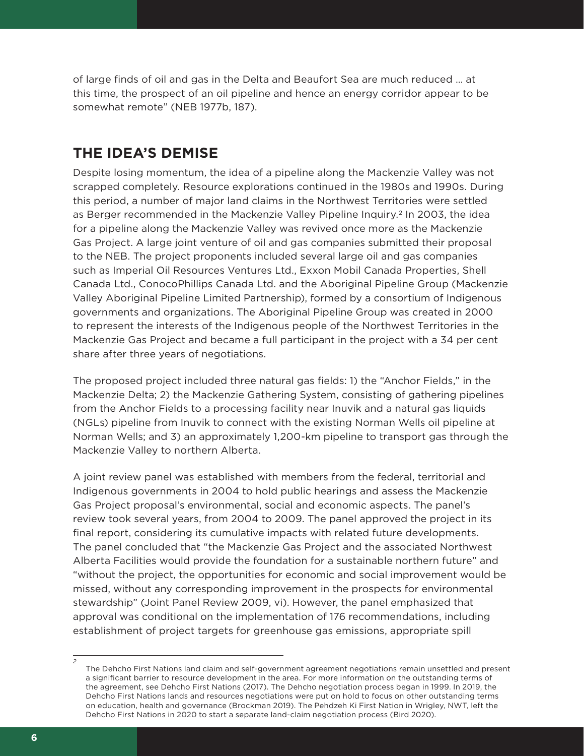of large finds of oil and gas in the Delta and Beaufort Sea are much reduced … at this time, the prospect of an oil pipeline and hence an energy corridor appear to be somewhat remote" (NEB 1977b, 187).

## THE IDEA'S DEMISE

Despite losing momentum, the idea of a pipeline along the Mackenzie Valley was not scrapped completely. Resource explorations continued in the 1980s and 1990s. During this period, a number of major land claims in the Northwest Territories were settled as Berger recommended in the Mackenzie Valley Pipeline Inquiry.[2] In 2003, the idea for a pipeline along the Mackenzie Valley was revived once more as the Mackenzie Gas Project. A large joint venture of oil and gas companies submitted their proposal to the NEB. The project proponents included several large oil and gas companies such as Imperial Oil Resources Ventures Ltd., Exxon Mobil Canada Properties, Shell Canada Ltd., ConocoPhillips Canada Ltd. and the Aboriginal Pipeline Group (Mackenzie Valley Aboriginal Pipeline Limited Partnership), formed by a consortium of Indigenous governments and organizations. The Aboriginal Pipeline Group was created in 2000 to represent the interests of the Indigenous people of the Northwest Territories in the Mackenzie Gas Project and became a full participant in the project with a 34 per cent share after three years of negotiations.

The proposed project included three natural gas fields: 1) the "Anchor Fields," in the Mackenzie Delta; 2) the Mackenzie Gathering System, consisting of gathering pipelines from the Anchor Fields to a processing facility near Inuvik and a natural gas liquids (NGLs) pipeline from Inuvik to connect with the existing Norman Wells oil pipeline at Norman Wells; and 3) an approximately 1,200-km pipeline to transport gas through the Mackenzie Valley to northern Alberta.

A joint review panel was established with members from the federal, territorial and Indigenous governments in 2004 to hold public hearings and assess the Mackenzie Gas Project proposal's environmental, social and economic aspects. The panel's review took several years, from 2004 to 2009. The panel approved the project in its final report, considering its cumulative impacts with related future developments. The panel concluded that "the Mackenzie Gas Project and the associated Northwest Alberta Facilities would provide the foundation for a sustainable northern future" and "without the project, the opportunities for economic and social improvement would be missed, without any corresponding improvement in the prospects for environmental stewardship" (Joint Panel Review 2009, vi). However, the panel emphasized that approval was conditional on the implementation of 176 recommendations, including establishment of project targets for greenhouse gas emissions, appropriate spill

---

[2] The Dehcho First Nations land claim and self-government agreement negotiations remain unsettled and present a significant barrier to resource development in the area. For more information on the outstanding terms of the agreement, see Dehcho First Nations (2017). The Dehcho negotiation process began in 1999. In 2019, the Dehcho First Nations lands and resources negotiations were put on hold to focus on other outstanding terms on education, health and governance (Brockman 2019). The Pehdzeh Ki First Nation in Wrigley, NWT, left the Dehcho First Nations in 2020 to start a separate land-claim negotiation process (Bird 2020).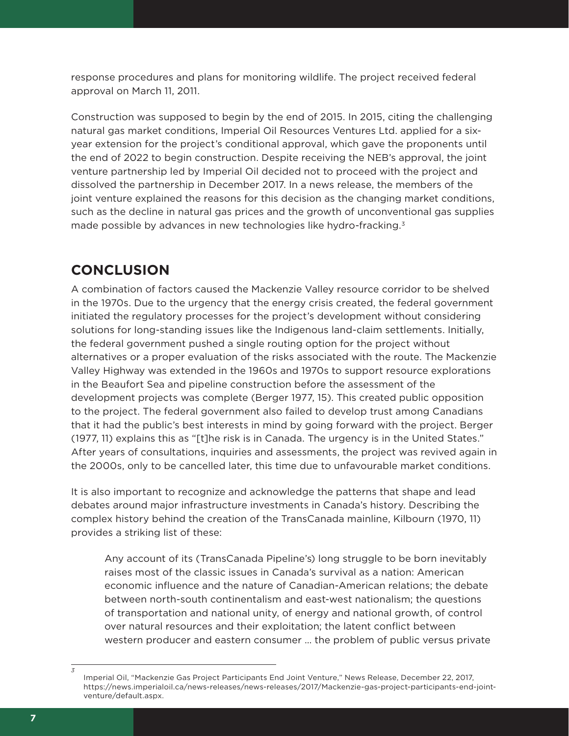response procedures and plans for monitoring wildlife. The project received federal approval on March 11, 2011.

Construction was supposed to begin by the end of 2015. In 2015, citing the challenging natural gas market conditions, Imperial Oil Resources Ventures Ltd. applied for a six-year extension for the project's conditional approval, which gave the proponents until the end of 2022 to begin construction. Despite receiving the NEB's approval, the joint venture partnership led by Imperial Oil decided not to proceed with the project and dissolved the partnership in December 2017. In a news release, the members of the joint venture explained the reasons for this decision as the changing market conditions, such as the decline in natural gas prices and the growth of unconventional gas supplies made possible by advances in new technologies like hydro-fracking.[3]

## CONCLUSION

A combination of factors caused the Mackenzie Valley resource corridor to be shelved in the 1970s. Due to the urgency that the energy crisis created, the federal government initiated the regulatory processes for the project's development without considering solutions for long-standing issues like the Indigenous land-claim settlements. Initially, the federal government pushed a single routing option for the project without alternatives or a proper evaluation of the risks associated with the route. The Mackenzie Valley Highway was extended in the 1960s and 1970s to support resource explorations in the Beaufort Sea and pipeline construction before the assessment of the development projects was complete (Berger 1977, 15). This created public opposition to the project. The federal government also failed to develop trust among Canadians that it had the public's best interests in mind by going forward with the project. Berger (1977, 11) explains this as "[t]he risk is in Canada. The urgency is in the United States." After years of consultations, inquiries and assessments, the project was revived again in the 2000s, only to be cancelled later, this time due to unfavourable market conditions.

It is also important to recognize and acknowledge the patterns that shape and lead debates around major infrastructure investments in Canada's history. Describing the complex history behind the creation of the TransCanada mainline, Kilbourn (1970, 11) provides a striking list of these:

> Any account of its (TransCanada Pipeline's) long struggle to be born inevitably raises most of the classic issues in Canada's survival as a nation: American economic influence and the nature of Canadian-American relations; the debate between north-south continentalism and east-west nationalism; the questions of transportation and national unity, of energy and national growth, of control over natural resources and their exploitation; the latent conflict between western producer and eastern consumer … the problem of public versus private

[3] Imperial Oil, "Mackenzie Gas Project Participants End Joint Venture," News Release, December 22, 2017, https://news.imperialoil.ca/news-releases/news-releases/2017/Mackenzie-gas-project-participants-end-joint-venture/default.aspx.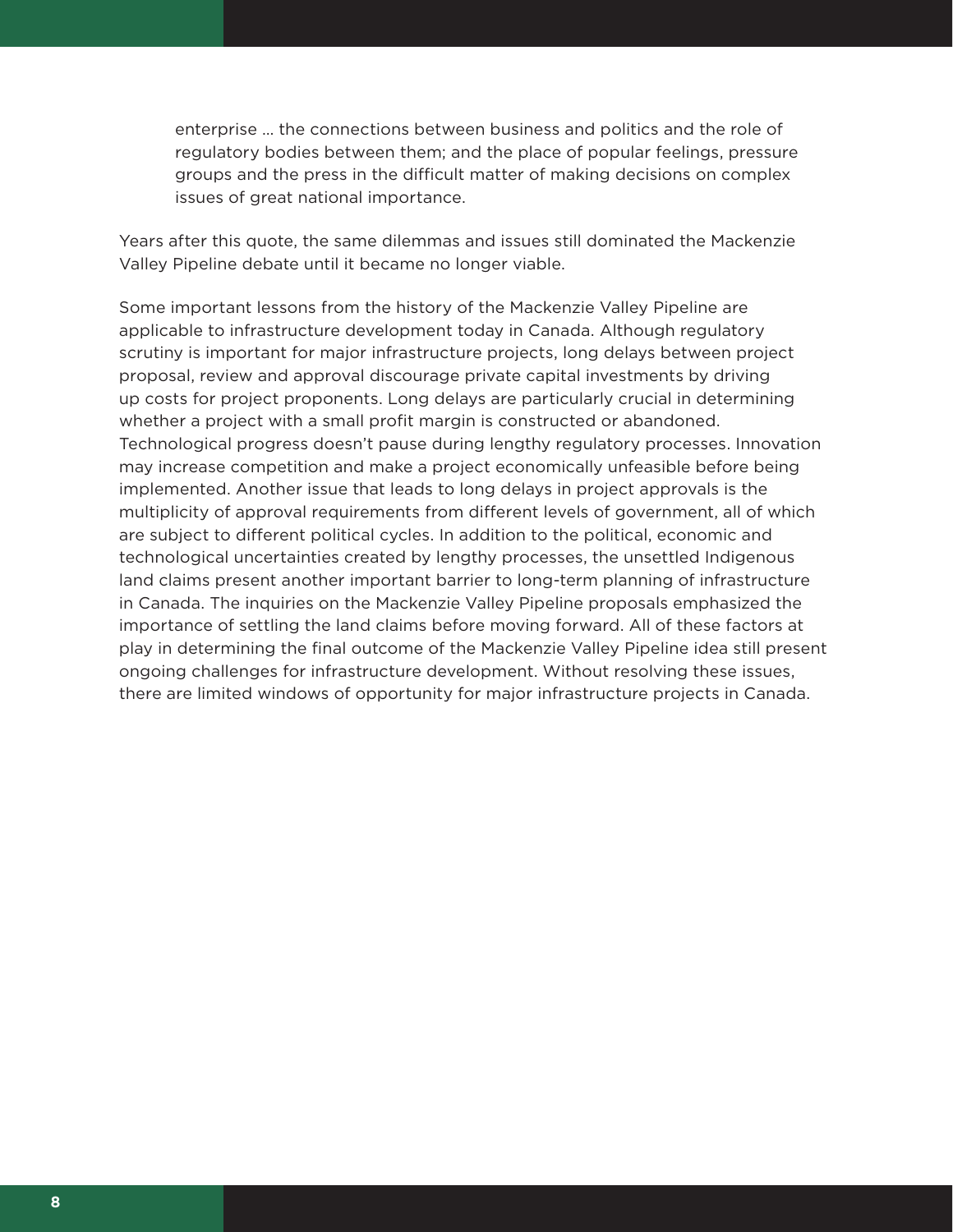> enterprise … the connections between business and politics and the role of regulatory bodies between them; and the place of popular feelings, pressure groups and the press in the difficult matter of making decisions on complex issues of great national importance.

Years after this quote, the same dilemmas and issues still dominated the Mackenzie Valley Pipeline debate until it became no longer viable.

Some important lessons from the history of the Mackenzie Valley Pipeline are applicable to infrastructure development today in Canada. Although regulatory scrutiny is important for major infrastructure projects, long delays between project proposal, review and approval discourage private capital investments by driving up costs for project proponents. Long delays are particularly crucial in determining whether a project with a small profit margin is constructed or abandoned. Technological progress doesn't pause during lengthy regulatory processes. Innovation may increase competition and make a project economically unfeasible before being implemented. Another issue that leads to long delays in project approvals is the multiplicity of approval requirements from different levels of government, all of which are subject to different political cycles. In addition to the political, economic and technological uncertainties created by lengthy processes, the unsettled Indigenous land claims present another important barrier to long-term planning of infrastructure in Canada. The inquiries on the Mackenzie Valley Pipeline proposals emphasized the importance of settling the land claims before moving forward. All of these factors at play in determining the final outcome of the Mackenzie Valley Pipeline idea still present ongoing challenges for infrastructure development. Without resolving these issues, there are limited windows of opportunity for major infrastructure projects in Canada.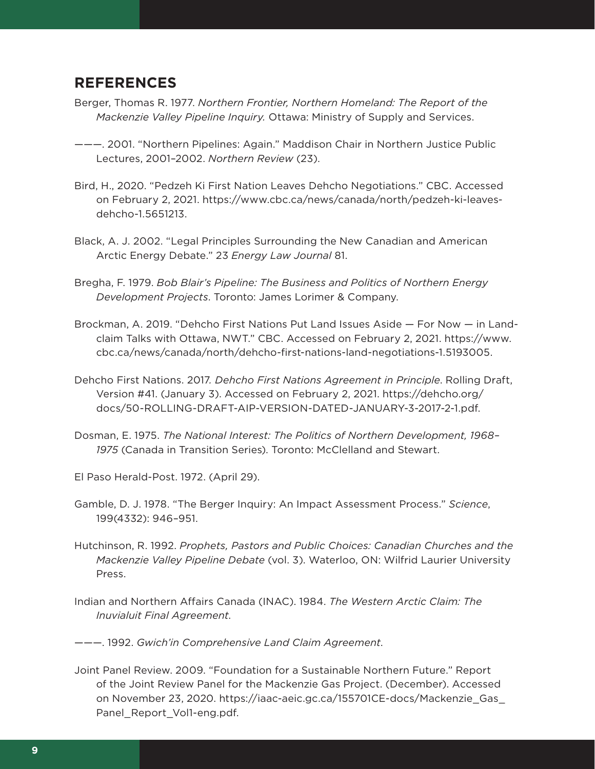## REFERENCES

Berger, Thomas R. 1977. *Northern Frontier, Northern Homeland: The Report of the Mackenzie Valley Pipeline Inquiry.* Ottawa: Ministry of Supply and Services.

———. 2001. "Northern Pipelines: Again." Maddison Chair in Northern Justice Public Lectures, 2001–2002. *Northern Review* (23).

Bird, H., 2020. "Pedzeh Ki First Nation Leaves Dehcho Negotiations." CBC. Accessed on February 2, 2021. https://www.cbc.ca/news/canada/north/pedzeh-ki-leaves-dehcho-1.5651213.

Black, A. J. 2002. "Legal Principles Surrounding the New Canadian and American Arctic Energy Debate." 23 *Energy Law Journal* 81.

Bregha, F. 1979. *Bob Blair's Pipeline: The Business and Politics of Northern Energy Development Projects*. Toronto: James Lorimer & Company.

Brockman, A. 2019. "Dehcho First Nations Put Land Issues Aside — For Now — in Land-claim Talks with Ottawa, NWT." CBC. Accessed on February 2, 2021. https://www.cbc.ca/news/canada/north/dehcho-first-nations-land-negotiations-1.5193005.

Dehcho First Nations. 2017. *Dehcho First Nations Agreement in Principle*. Rolling Draft, Version #41. (January 3). Accessed on February 2, 2021. https://dehcho.org/docs/50-ROLLING-DRAFT-AIP-VERSION-DATED-JANUARY-3-2017-2-1.pdf.

Dosman, E. 1975. *The National Interest: The Politics of Northern Development, 1968–1975* (Canada in Transition Series). Toronto: McClelland and Stewart.

El Paso Herald-Post. 1972. (April 29).

Gamble, D. J. 1978. "The Berger Inquiry: An Impact Assessment Process." *Science*, 199(4332): 946–951.

Hutchinson, R. 1992. *Prophets, Pastors and Public Choices: Canadian Churches and the Mackenzie Valley Pipeline Debate* (vol. 3). Waterloo, ON: Wilfrid Laurier University Press.

Indian and Northern Affairs Canada (INAC). 1984. *The Western Arctic Claim: The Inuvialuit Final Agreement*.

———. 1992. *Gwich'in Comprehensive Land Claim Agreement*.

Joint Panel Review. 2009. "Foundation for a Sustainable Northern Future." Report of the Joint Review Panel for the Mackenzie Gas Project. (December). Accessed on November 23, 2020. https://iaac-aeic.gc.ca/155701CE-docs/Mackenzie_Gas_Panel_Report_Vol1-eng.pdf.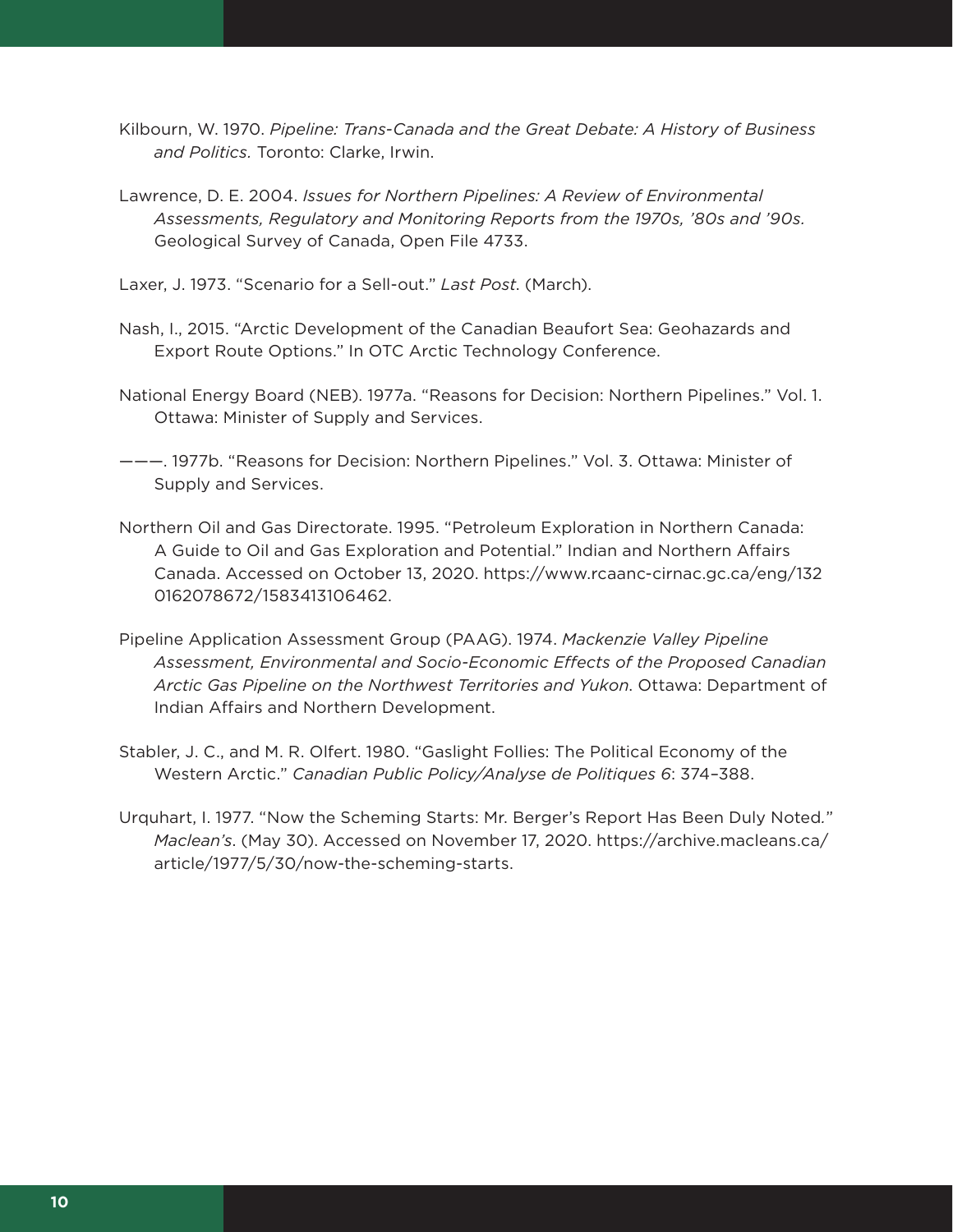Kilbourn, W. 1970. *Pipeline: Trans-Canada and the Great Debate: A History of Business and Politics.* Toronto: Clarke, Irwin.

Lawrence, D. E. 2004. *Issues for Northern Pipelines: A Review of Environmental Assessments, Regulatory and Monitoring Reports from the 1970s, '80s and '90s.* Geological Survey of Canada, Open File 4733.

Laxer, J. 1973. "Scenario for a Sell-out." *Last Post.* (March).

Nash, I., 2015. "Arctic Development of the Canadian Beaufort Sea: Geohazards and Export Route Options." In OTC Arctic Technology Conference.

National Energy Board (NEB). 1977a. "Reasons for Decision: Northern Pipelines." Vol. 1. Ottawa: Minister of Supply and Services.

———. 1977b. "Reasons for Decision: Northern Pipelines." Vol. 3. Ottawa: Minister of Supply and Services.

Northern Oil and Gas Directorate. 1995. "Petroleum Exploration in Northern Canada: A Guide to Oil and Gas Exploration and Potential." Indian and Northern Affairs Canada. Accessed on October 13, 2020. https://www.rcaanc-cirnac.gc.ca/eng/1320162078672/1583413106462.

Pipeline Application Assessment Group (PAAG). 1974. *Mackenzie Valley Pipeline Assessment, Environmental and Socio-Economic Effects of the Proposed Canadian Arctic Gas Pipeline on the Northwest Territories and Yukon.* Ottawa: Department of Indian Affairs and Northern Development.

Stabler, J. C., and M. R. Olfert. 1980. "Gaslight Follies: The Political Economy of the Western Arctic." *Canadian Public Policy/Analyse de Politiques 6*: 374–388.

Urquhart, I. 1977. "Now the Scheming Starts: Mr. Berger's Report Has Been Duly Noted." *Maclean's*. (May 30). Accessed on November 17, 2020. https://archive.macleans.ca/article/1977/5/30/now-the-scheming-starts.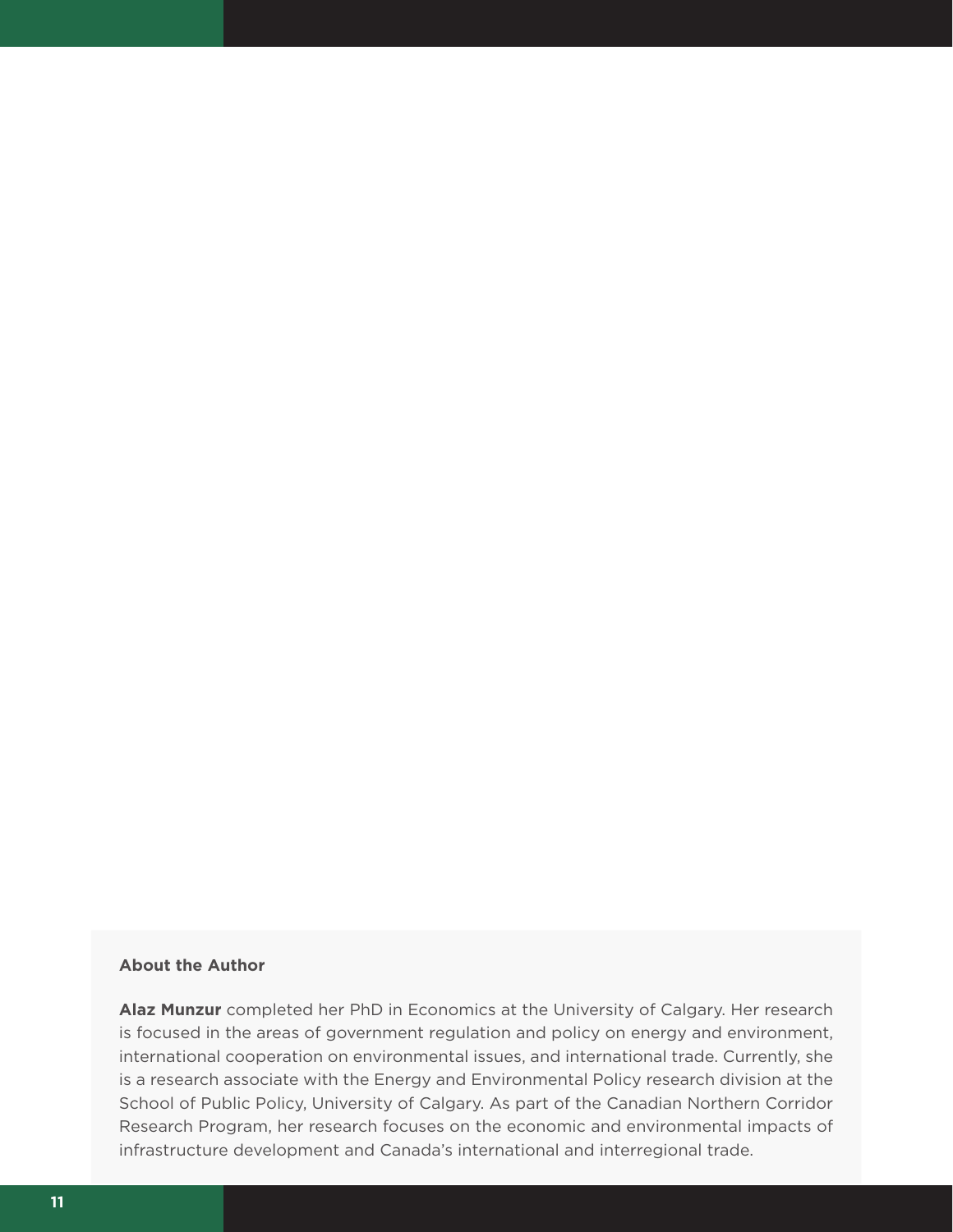## About the Author

**Alaz Munzur** completed her PhD in Economics at the University of Calgary. Her research is focused in the areas of government regulation and policy on energy and environment, international cooperation on environmental issues, and international trade. Currently, she is a research associate with the Energy and Environmental Policy research division at the School of Public Policy, University of Calgary. As part of the Canadian Northern Corridor Research Program, her research focuses on the economic and environmental impacts of infrastructure development and Canada's international and interregional trade.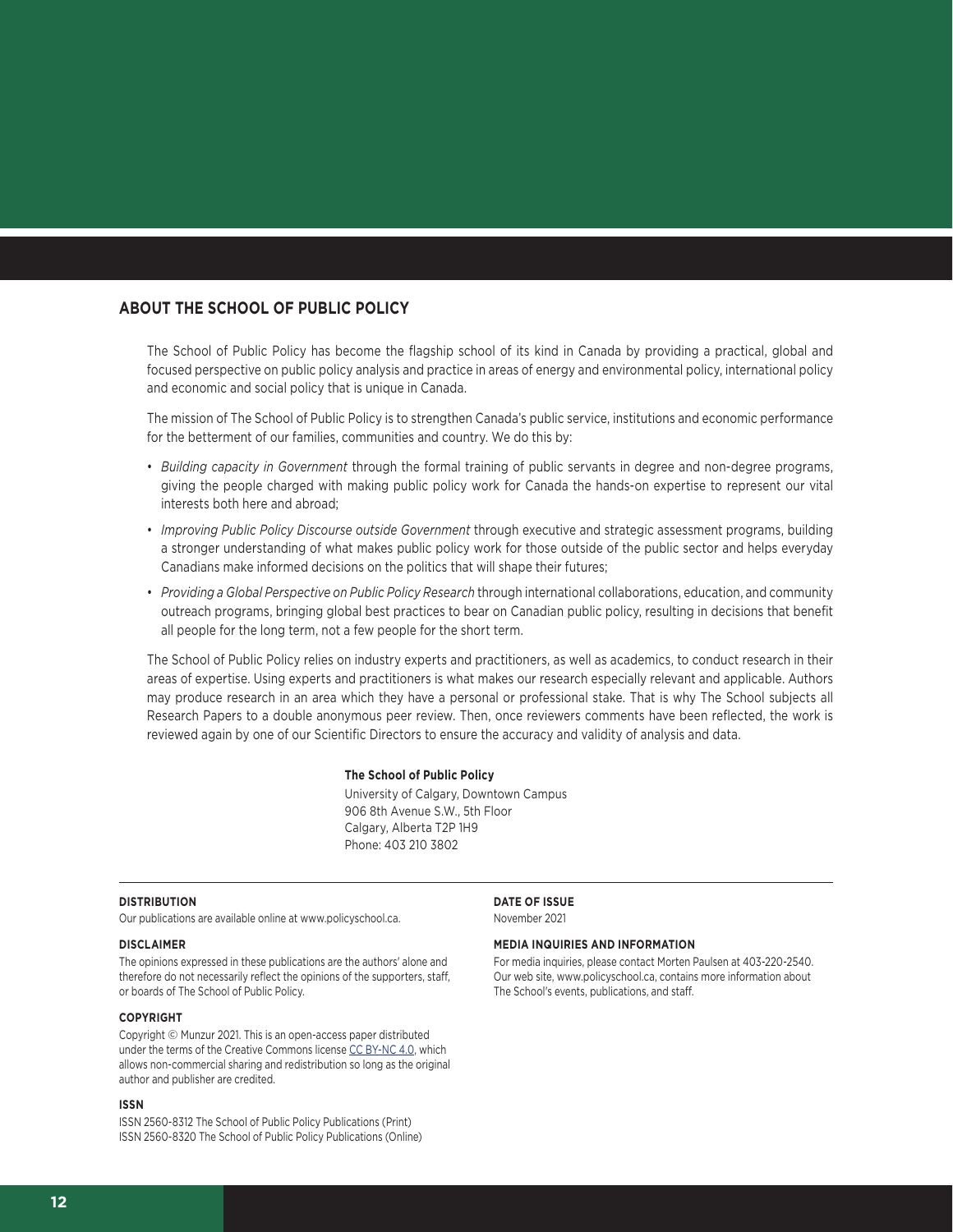## ABOUT THE SCHOOL OF PUBLIC POLICY

The School of Public Policy has become the flagship school of its kind in Canada by providing a practical, global and focused perspective on public policy analysis and practice in areas of energy and environmental policy, international policy and economic and social policy that is unique in Canada.

The mission of The School of Public Policy is to strengthen Canada's public service, institutions and economic performance for the betterment of our families, communities and country. We do this by:

- *Building capacity in Government* through the formal training of public servants in degree and non-degree programs, giving the people charged with making public policy work for Canada the hands-on expertise to represent our vital interests both here and abroad;
- *Improving Public Policy Discourse outside Government* through executive and strategic assessment programs, building a stronger understanding of what makes public policy work for those outside of the public sector and helps everyday Canadians make informed decisions on the politics that will shape their futures;
- *Providing a Global Perspective on Public Policy Research* through international collaborations, education, and community outreach programs, bringing global best practices to bear on Canadian public policy, resulting in decisions that benefit all people for the long term, not a few people for the short term.

The School of Public Policy relies on industry experts and practitioners, as well as academics, to conduct research in their areas of expertise. Using experts and practitioners is what makes our research especially relevant and applicable. Authors may produce research in an area which they have a personal or professional stake. That is why The School subjects all Research Papers to a double anonymous peer review. Then, once reviewers comments have been reflected, the work is reviewed again by one of our Scientific Directors to ensure the accuracy and validity of analysis and data.

**The School of Public Policy**
University of Calgary, Downtown Campus
906 8th Avenue S.W., 5th Floor
Calgary, Alberta T2P 1H9
Phone: 403 210 3802

**DISTRIBUTION**
Our publications are available online at www.policyschool.ca.

**DISCLAIMER**
The opinions expressed in these publications are the authors' alone and therefore do not necessarily reflect the opinions of the supporters, staff, or boards of The School of Public Policy.

**COPYRIGHT**
Copyright © Munzur 2021. This is an open-access paper distributed under the terms of the Creative Commons license CC BY-NC 4.0, which allows non-commercial sharing and redistribution so long as the original author and publisher are credited.

**ISSN**
ISSN 2560-8312 The School of Public Policy Publications (Print)
ISSN 2560-8320 The School of Public Policy Publications (Online)

**DATE OF ISSUE**
November 2021

**MEDIA INQUIRIES AND INFORMATION**
For media inquiries, please contact Morten Paulsen at 403-220-2540. Our web site, www.policyschool.ca, contains more information about The School's events, publications, and staff.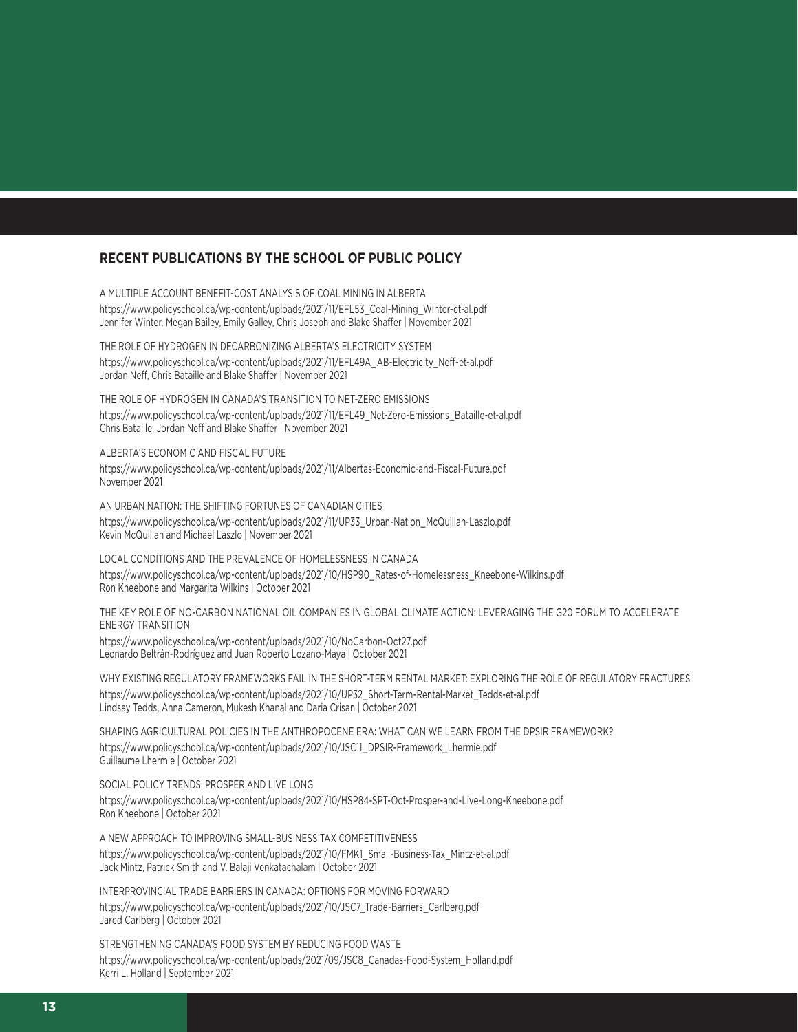## RECENT PUBLICATIONS BY THE SCHOOL OF PUBLIC POLICY

A MULTIPLE ACCOUNT BENEFIT-COST ANALYSIS OF COAL MINING IN ALBERTA
https://www.policyschool.ca/wp-content/uploads/2021/11/EFL53_Coal-Mining_Winter-et-al.pdf
Jennifer Winter, Megan Bailey, Emily Galley, Chris Joseph and Blake Shaffer | November 2021

THE ROLE OF HYDROGEN IN DECARBONIZING ALBERTA'S ELECTRICITY SYSTEM
https://www.policyschool.ca/wp-content/uploads/2021/11/EFL49A_AB-Electricity_Neff-et-al.pdf
Jordan Neff, Chris Bataille and Blake Shaffer | November 2021

THE ROLE OF HYDROGEN IN CANADA'S TRANSITION TO NET-ZERO EMISSIONS
https://www.policyschool.ca/wp-content/uploads/2021/11/EFL49_Net-Zero-Emissions_Bataille-et-al.pdf
Chris Bataille, Jordan Neff and Blake Shaffer | November 2021

ALBERTA'S ECONOMIC AND FISCAL FUTURE
https://www.policyschool.ca/wp-content/uploads/2021/11/Albertas-Economic-and-Fiscal-Future.pdf
November 2021

AN URBAN NATION: THE SHIFTING FORTUNES OF CANADIAN CITIES
https://www.policyschool.ca/wp-content/uploads/2021/11/UP33_Urban-Nation_McQuillan-Laszlo.pdf
Kevin McQuillan and Michael Laszlo | November 2021

LOCAL CONDITIONS AND THE PREVALENCE OF HOMELESSNESS IN CANADA
https://www.policyschool.ca/wp-content/uploads/2021/10/HSP90_Rates-of-Homelessness_Kneebone-Wilkins.pdf
Ron Kneebone and Margarita Wilkins | October 2021

THE KEY ROLE OF NO-CARBON NATIONAL OIL COMPANIES IN GLOBAL CLIMATE ACTION: LEVERAGING THE G20 FORUM TO ACCELERATE ENERGY TRANSITION
https://www.policyschool.ca/wp-content/uploads/2021/10/NoCarbon-Oct27.pdf
Leonardo Beltrán-Rodríguez and Juan Roberto Lozano-Maya | October 2021

WHY EXISTING REGULATORY FRAMEWORKS FAIL IN THE SHORT-TERM RENTAL MARKET: EXPLORING THE ROLE OF REGULATORY FRACTURES
https://www.policyschool.ca/wp-content/uploads/2021/10/UP32_Short-Term-Rental-Market_Tedds-et-al.pdf
Lindsay Tedds, Anna Cameron, Mukesh Khanal and Daria Crisan | October 2021

SHAPING AGRICULTURAL POLICIES IN THE ANTHROPOCENE ERA: WHAT CAN WE LEARN FROM THE DPSIR FRAMEWORK?
https://www.policyschool.ca/wp-content/uploads/2021/10/JSC11_DPSIR-Framework_Lhermie.pdf
Guillaume Lhermie | October 2021

SOCIAL POLICY TRENDS: PROSPER AND LIVE LONG
https://www.policyschool.ca/wp-content/uploads/2021/10/HSP84-SPT-Oct-Prosper-and-Live-Long-Kneebone.pdf
Ron Kneebone | October 2021

A NEW APPROACH TO IMPROVING SMALL-BUSINESS TAX COMPETITIVENESS
https://www.policyschool.ca/wp-content/uploads/2021/10/FMK1_Small-Business-Tax_Mintz-et-al.pdf
Jack Mintz, Patrick Smith and V. Balaji Venkatachalam | October 2021

INTERPROVINCIAL TRADE BARRIERS IN CANADA: OPTIONS FOR MOVING FORWARD
https://www.policyschool.ca/wp-content/uploads/2021/10/JSC7_Trade-Barriers_Carlberg.pdf
Jared Carlberg | October 2021

STRENGTHENING CANADA'S FOOD SYSTEM BY REDUCING FOOD WASTE
https://www.policyschool.ca/wp-content/uploads/2021/09/JSC8_Canadas-Food-System_Holland.pdf
Kerri L. Holland | September 2021